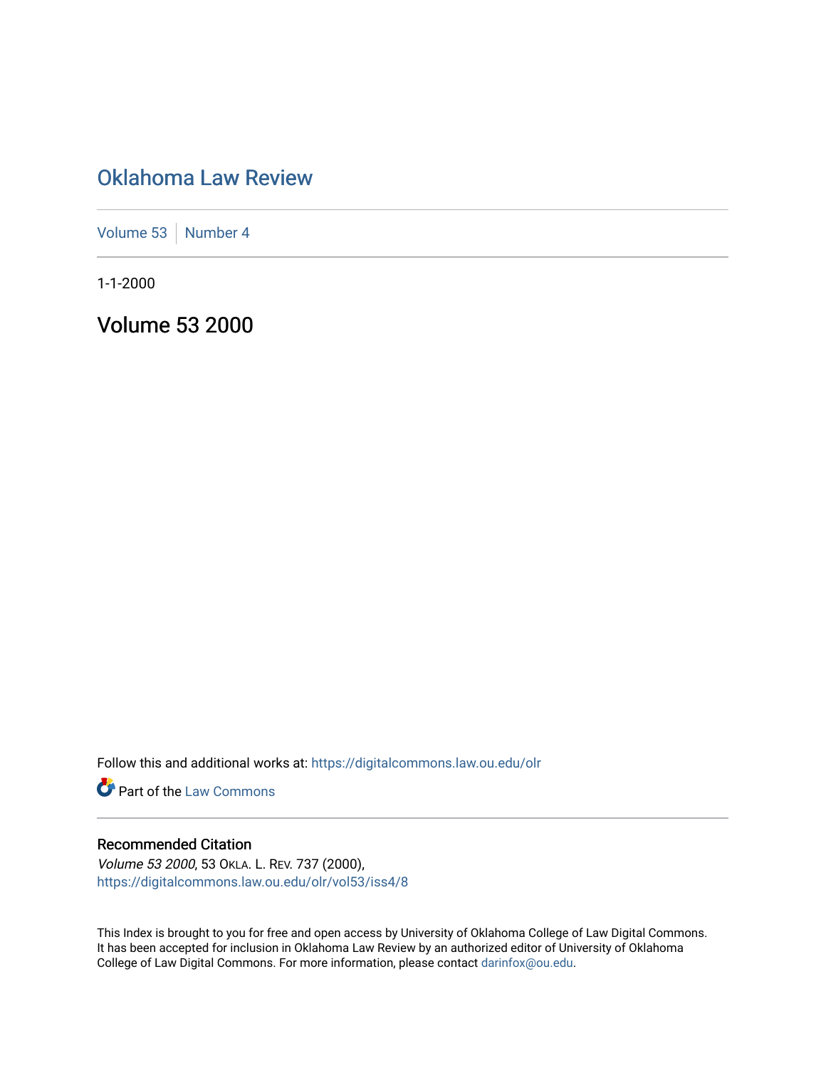# Oklahoma Law Review

Volume 53 | Number 4

1-1-2000

## Volume 53 2000

Follow this and additional works at: https://digitalcommons.law.ou.edu/olr

Part of the Law Commons

### Recommended Citation

*Volume 53 2000*, 53 OKLA. L. REV. 737 (2000),
https://digitalcommons.law.ou.edu/olr/vol53/iss4/8

This Index is brought to you for free and open access by University of Oklahoma College of Law Digital Commons. It has been accepted for inclusion in Oklahoma Law Review by an authorized editor of University of Oklahoma College of Law Digital Commons. For more information, please contact darinfox@ou.edu.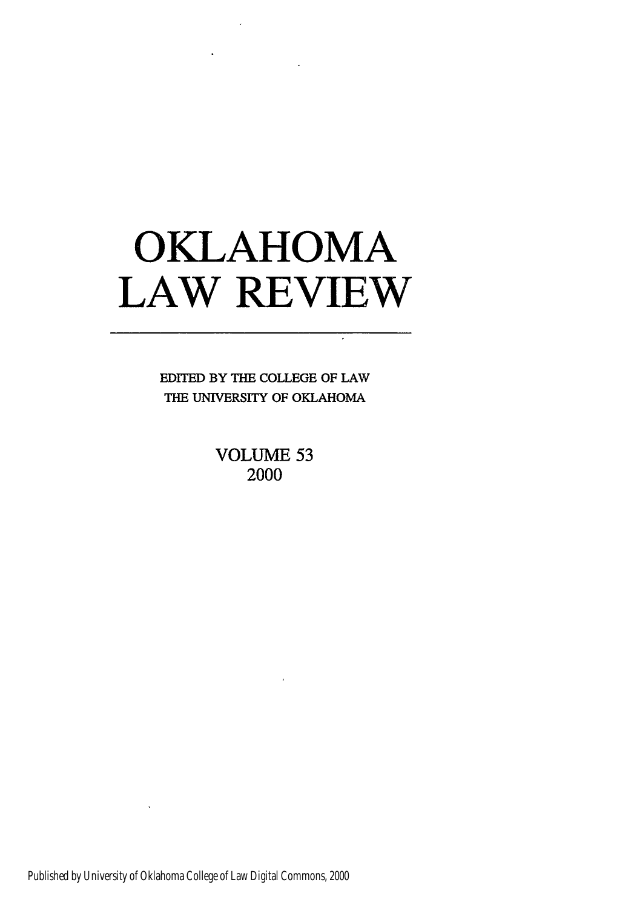# OKLAHOMA LAW REVIEW

EDITED BY THE COLLEGE OF LAW
THE UNIVERSITY OF OKLAHOMA

VOLUME 53
2000

Published by University of Oklahoma College of Law Digital Commons, 2000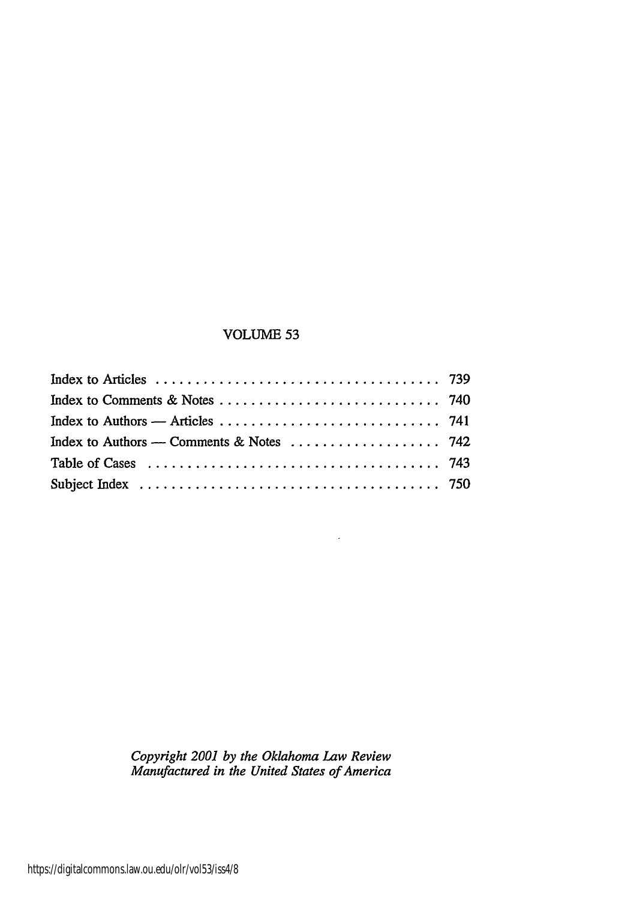## VOLUME 53

| | |
|---|---|
| Index to Articles | 739 |
| Index to Comments & Notes | 740 |
| Index to Authors — Articles | 741 |
| Index to Authors — Comments & Notes | 742 |
| Table of Cases | 743 |
| Subject Index | 750 |

*Copyright 2001 by the Oklahoma Law Review*
*Manufactured in the United States of America*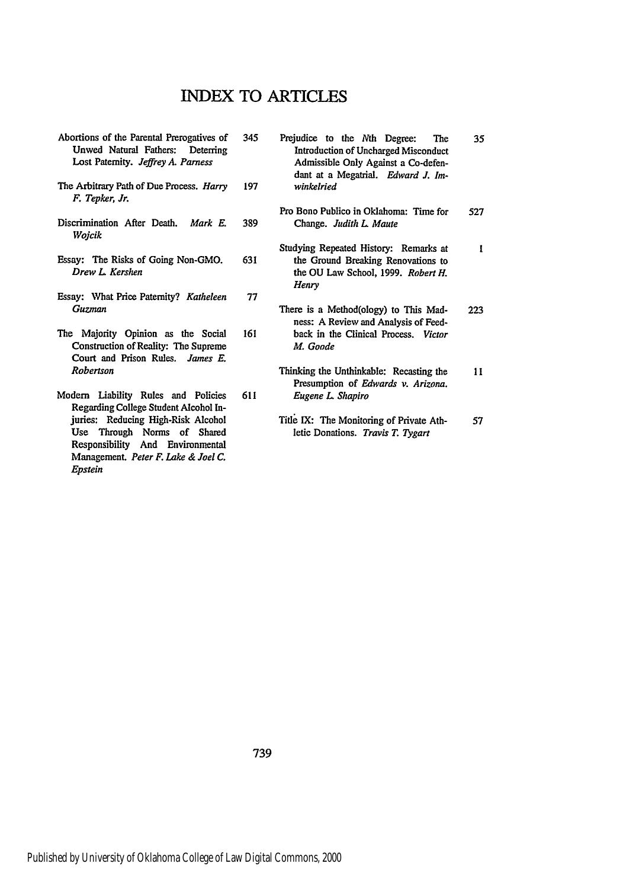# INDEX TO ARTICLES

Abortions of the Parental Prerogatives of Unwed Natural Fathers: Deterring Lost Paternity. *Jeffrey A. Parness* 345

The Arbitrary Path of Due Process. *Harry F. Tepker, Jr.* 197

Discrimination After Death. *Mark E. Wojcik* 389

Essay: The Risks of Going Non-GMO. *Drew L. Kershen* 631

Essay: What Price Paternity? *Katheleen Guzman* 77

The Majority Opinion as the Social Construction of Reality: The Supreme Court and Prison Rules. *James E. Robertson* 161

Modern Liability Rules and Policies Regarding College Student Alcohol Injuries: Reducing High-Risk Alcohol Use Through Norms of Shared Responsibility And Environmental Management. *Peter F. Lake & Joel C. Epstein* 611

Prejudice to the *N*th Degree: The Introduction of Uncharged Misconduct Admissible Only Against a Co-defendant at a Megatrial. *Edward J. Imwinkelried* 35

Pro Bono Publico in Oklahoma: Time for Change. *Judith L. Maute* 527

Studying Repeated History: Remarks at the Ground Breaking Renovations to the OU Law School, 1999. *Robert H. Henry* 1

There is a Method(ology) to This Madness: A Review and Analysis of Feedback in the Clinical Process. *Victor M. Goode* 223

Thinking the Unthinkable: Recasting the Presumption of *Edwards v. Arizona*. *Eugene L. Shapiro* 11

Title IX: The Monitoring of Private Athletic Donations. *Travis T. Tygart* 57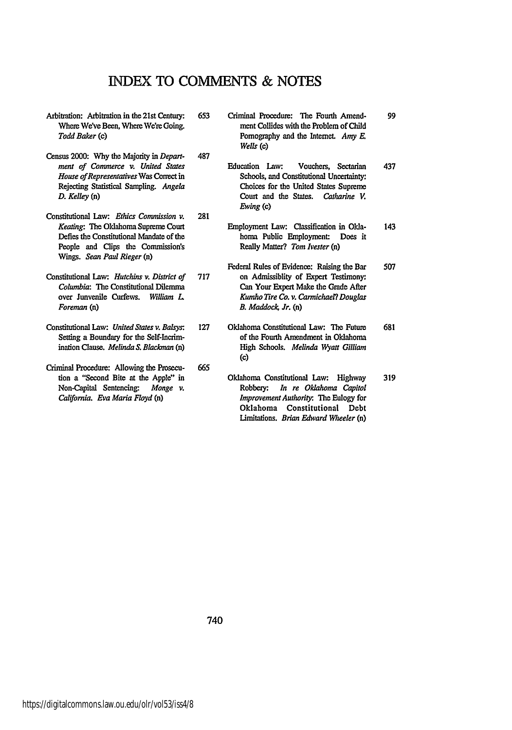# INDEX TO COMMENTS & NOTES

Arbitration: Arbitration in the 21st Century: Where We've Been, Where We're Going. *Todd Baker* (c) 653

Census 2000: Why the Majority in *Department of Commerce v. United States House of Representatives* Was Correct in Rejecting Statistical Sampling. *Angela D. Kelley* (n) 487

Constitutional Law: *Ethics Commission v. Keating*: The Oklahoma Supreme Court Defies the Constitutional Mandate of the People and Clips the Commission's Wings. *Sean Paul Rieger* (n) 281

Constitutional Law: *Hutchins v. District of Columbia*: The Constitutional Dilemma over Junvenile Curfews. *William L. Foreman* (n) 717

Constitutional Law: *United States v. Balsys*: Setting a Boundary for the Self-Incrimination Clause. *Melinda S. Blackman* (n) 127

Criminal Procedure: Allowing the Prosecution a "Second Bite at the Apple" in Non-Capital Sentencing: *Monge v. California*. *Eva Maria Floyd* (n) 665

Criminal Procedure: The Fourth Amendment Collides with the Problem of Child Pornography and the Internet. *Amy E. Wells* (c) 99

Education Law: Vouchers, Sectarian Schools, and Constitutional Uncertainty: Choices for the United States Supreme Court and the States. *Catharine V. Ewing* (c) 437

Employment Law: Classification in Oklahoma Public Employment: Does it Really Matter? *Tom Ivester* (n) 143

Federal Rules of Evidence: Raising the Bar on Admissiblity of Expert Testimony: Can Your Expert Make the Grade After *Kumho Tire Co. v. Carmichael*? *Douglas B. Maddock, Jr.* (n) 507

Oklahoma Constitutional Law: The Future of the Fourth Amendment in Oklahoma High Schools. *Melinda Wyatt Gilliam* (c) 681

Oklahoma Constitutional Law: Highway Robbery: *In re Oklahoma Capitol Improvement Authority*: The Eulogy for Oklahoma Constitutional Debt Limitations. *Brian Edward Wheeler* (n) 319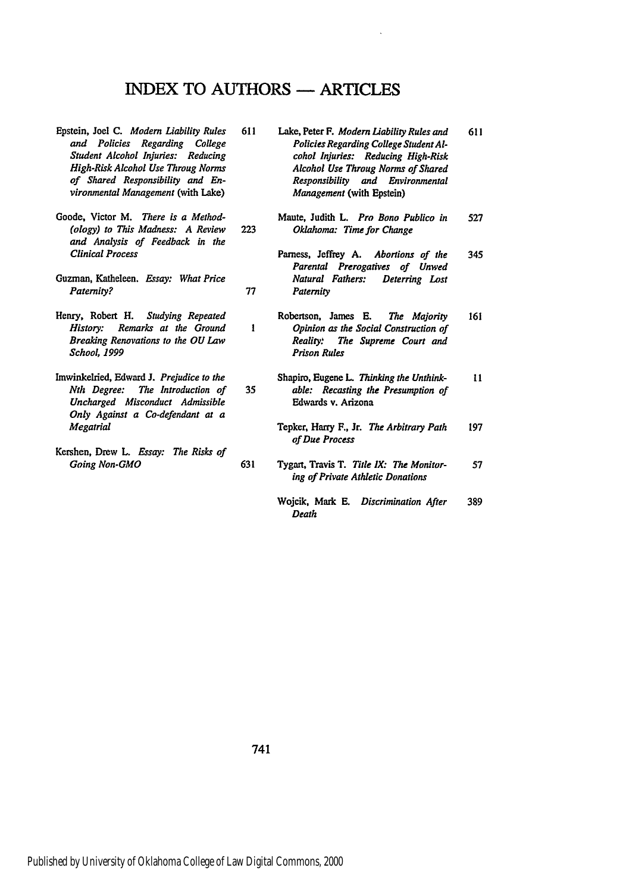# INDEX TO AUTHORS — ARTICLES

Epstein, Joel C. *Modern Liability Rules and Policies Regarding College Student Alcohol Injuries: Reducing High-Risk Alcohol Use Throug Norms of Shared Responsibility and Environmental Management* (with Lake) 611

Goode, Victor M. *There is a Method-(ology) to This Madness: A Review and Analysis of Feedback in the Clinical Process* 223

Guzman, Katheleen. *Essay: What Price Paternity?* 77

Henry, Robert H. *Studying Repeated History: Remarks at the Ground Breaking Renovations to the OU Law School, 1999* 1

Imwinkelried, Edward J. *Prejudice to the Nth Degree: The Introduction of Uncharged Misconduct Admissible Only Against a Co-defendant at a Megatrial* 35

Kershen, Drew L. *Essay: The Risks of Going Non-GMO* 631

Lake, Peter F. *Modern Liability Rules and Policies Regarding College Student Alcohol Injuries: Reducing High-Risk Alcohol Use Throug Norms of Shared Responsibility and Environmental Management* (with Epstein) 611

Maute, Judith L. *Pro Bono Publico in Oklahoma: Time for Change* 527

Parness, Jeffrey A. *Abortions of the Parental Prerogatives of Unwed Natural Fathers: Deterring Lost Paternity* 345

Robertson, James E. *The Majority Opinion as the Social Construction of Reality: The Supreme Court and Prison Rules* 161

Shapiro, Eugene L. *Thinking the Unthinkable: Recasting the Presumption of* Edwards v. Arizona 11

Tepker, Harry F., Jr. *The Arbitrary Path of Due Process* 197

Tygart, Travis T. *Title IX: The Monitoring of Private Athletic Donations* 57

Wojcik, Mark E. *Discrimination After Death* 389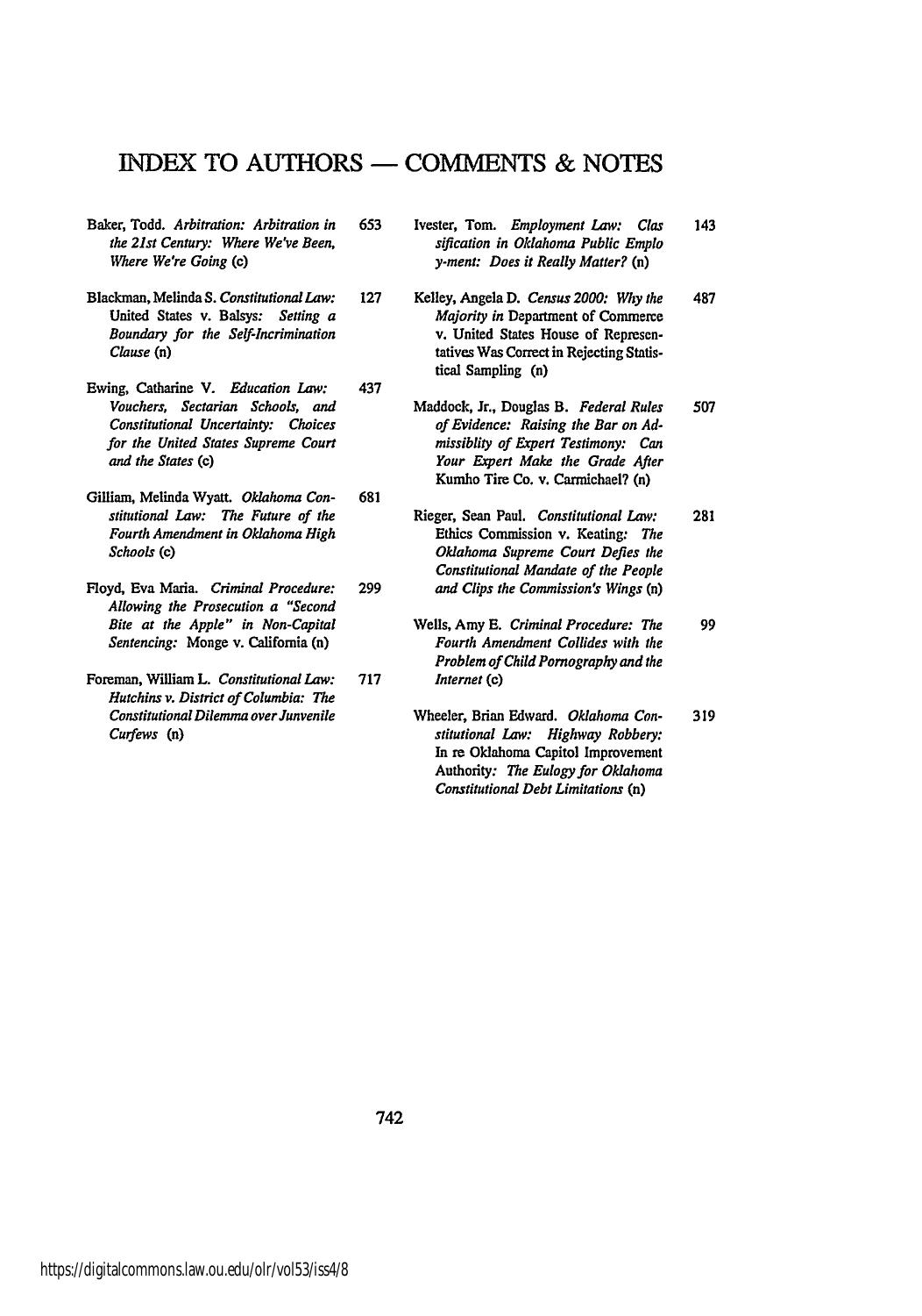# INDEX TO AUTHORS — COMMENTS & NOTES

Baker, Todd. *Arbitration: Arbitration in the 21st Century: Where We've Been, Where We're Going* (c) 653

Blackman, Melinda S. *Constitutional Law:* United States v. Balsys: *Setting a Boundary for the Self-Incrimination Clause* (n) 127

Ewing, Catharine V. *Education Law: Vouchers, Sectarian Schools, and Constitutional Uncertainty: Choices for the United States Supreme Court and the States* (c) 437

Gilliam, Melinda Wyatt. *Oklahoma Constitutional Law: The Future of the Fourth Amendment in Oklahoma High Schools* (c) 681

Floyd, Eva Maria. *Criminal Procedure: Allowing the Prosecution a "Second Bite at the Apple" in Non-Capital Sentencing:* Monge v. California (n) 299

Foreman, William L. *Constitutional Law: Hutchins v. District of Columbia: The Constitutional Dilemma over Junvenile Curfews* (n) 717

Ivester, Tom. *Employment Law: Clas sification in Oklahoma Public Emplo y-ment: Does it Really Matter?* (n) 143

Kelley, Angela D. *Census 2000: Why the Majority in* Department of Commerce v. United States House of Representatives Was Correct in Rejecting Statistical Sampling (n) 487

Maddock, Jr., Douglas B. *Federal Rules of Evidence: Raising the Bar on Admissiblity of Expert Testimony: Can Your Expert Make the Grade After* Kumho Tire Co. v. Carmichael? (n) 507

Rieger, Sean Paul. *Constitutional Law:* Ethics Commission v. Keating: *The Oklahoma Supreme Court Defies the Constitutional Mandate of the People and Clips the Commission's Wings* (n) 281

Wells, Amy E. *Criminal Procedure: The Fourth Amendment Collides with the Problem of Child Pornography and the Internet* (c) 99

Wheeler, Brian Edward. *Oklahoma Constitutional Law: Highway Robbery:* In re Oklahoma Capitol Improvement Authority: *The Eulogy for Oklahoma Constitutional Debt Limitations* (n) 319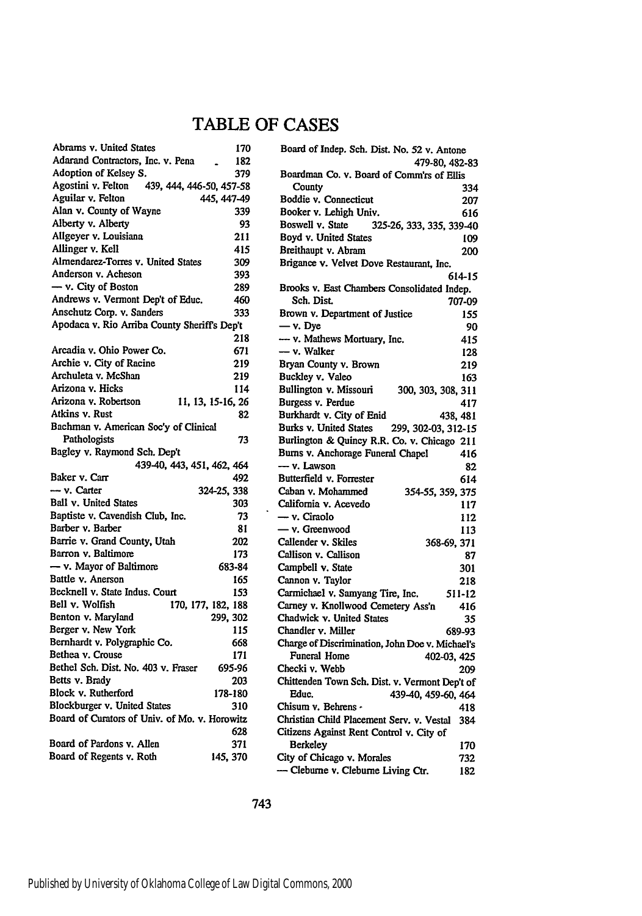# TABLE OF CASES

Abrams v. United States 170
Adarand Contractors, Inc. v. Pena 182
Adoption of Kelsey S. 379
Agostini v. Felton 439, 444, 446-50, 457-58
Aguilar v. Felton 445, 447-49
Alan v. County of Wayne 339
Alberty v. Alberty 93
Allgeyer v. Louisiana 211
Allinger v. Kell 415
Almendarez-Torres v. United States 309
Anderson v. Acheson 393
— v. City of Boston 289
Andrews v. Vermont Dep't of Educ. 460
Anschutz Corp. v. Sanders 333
Apodaca v. Rio Arriba County Sheriffs Dep't 218
Arcadia v. Ohio Power Co. 671
Archie v. City of Racine 219
Archuleta v. McShan 219
Arizona v. Hicks 114
Arizona v. Robertson 11, 13, 15-16, 26
Atkins v. Rust 82
Bachman v. American Soc'y of Clinical Pathologists 73
Bagley v. Raymond Sch. Dep't 439-40, 443, 451, 462, 464
Baker v. Carr 492
— v. Carter 324-25, 338
Ball v. United States 303
Baptiste v. Cavendish Club, Inc. 73
Barber v. Barber 81
Barrie v. Grand County, Utah 202
Barron v. Baltimore 173
— v. Mayor of Baltimore 683-84
Battle v. Anerson 165
Becknell v. State Indus. Court 153
Bell v. Wolfish 170, 177, 182, 188
Benton v. Maryland 299, 302
Berger v. New York 115
Bernhardt v. Polygraphic Co. 668
Bethea v. Crouse 171
Bethel Sch. Dist. No. 403 v. Fraser 695-96
Betts v. Brady 203
Block v. Rutherford 178-180
Blockburger v. United States 310
Board of Curators of Univ. of Mo. v. Horowitz 628
Board of Pardons v. Allen 371
Board of Regents v. Roth 145, 370
Board of Indep. Sch. Dist. No. 52 v. Antone 479-80, 482-83
Boardman Co. v. Board of Comm'rs of Ellis County 334
Boddie v. Connecticut 207
Booker v. Lehigh Univ. 616
Boswell v. State 325-26, 333, 335, 339-40
Boyd v. United States 109
Breithaupt v. Abram 200
Brigance v. Velvet Dove Restaurant, Inc. 614-15
Brooks v. East Chambers Consolidated Indep. Sch. Dist. 707-09
Brown v. Department of Justice 155
— v. Dye 90
— v. Mathews Mortuary, Inc. 415
— v. Walker 128
Bryan County v. Brown 219
Buckley v. Valeo 163
Bullington v. Missouri 300, 303, 308, 311
Burgess v. Perdue 417
Burkhardt v. City of Enid 438, 481
Burks v. United States 299, 302-03, 312-15
Burlington & Quincy R.R. Co. v. Chicago 211
Burns v. Anchorage Funeral Chapel 416
— v. Lawson 82
Butterfield v. Forrester 614
Caban v. Mohammed 354-55, 359, 375
California v. Acevedo 117
— v. Ciraolo 112
— v. Greenwood 113
Callender v. Skiles 368-69, 371
Callison v. Callison 87
Campbell v. State 301
Cannon v. Taylor 218
Carmichael v. Samyang Tire, Inc. 511-12
Carney v. Knollwood Cemetery Ass'n 416
Chadwick v. United States 35
Chandler v. Miller 689-93
Charge of Discrimination, John Doe v. Michael's Funeral Home 402-03, 425
Checki v. Webb 209
Chittenden Town Sch. Dist. v. Vermont Dep't of Educ. 439-40, 459-60, 464
Chisum v. Behrens 418
Christian Child Placement Serv. v. Vestal 384
Citizens Against Rent Control v. City of Berkeley 170
City of Chicago v. Morales 732
— Cleburne v. Cleburne Living Ctr. 182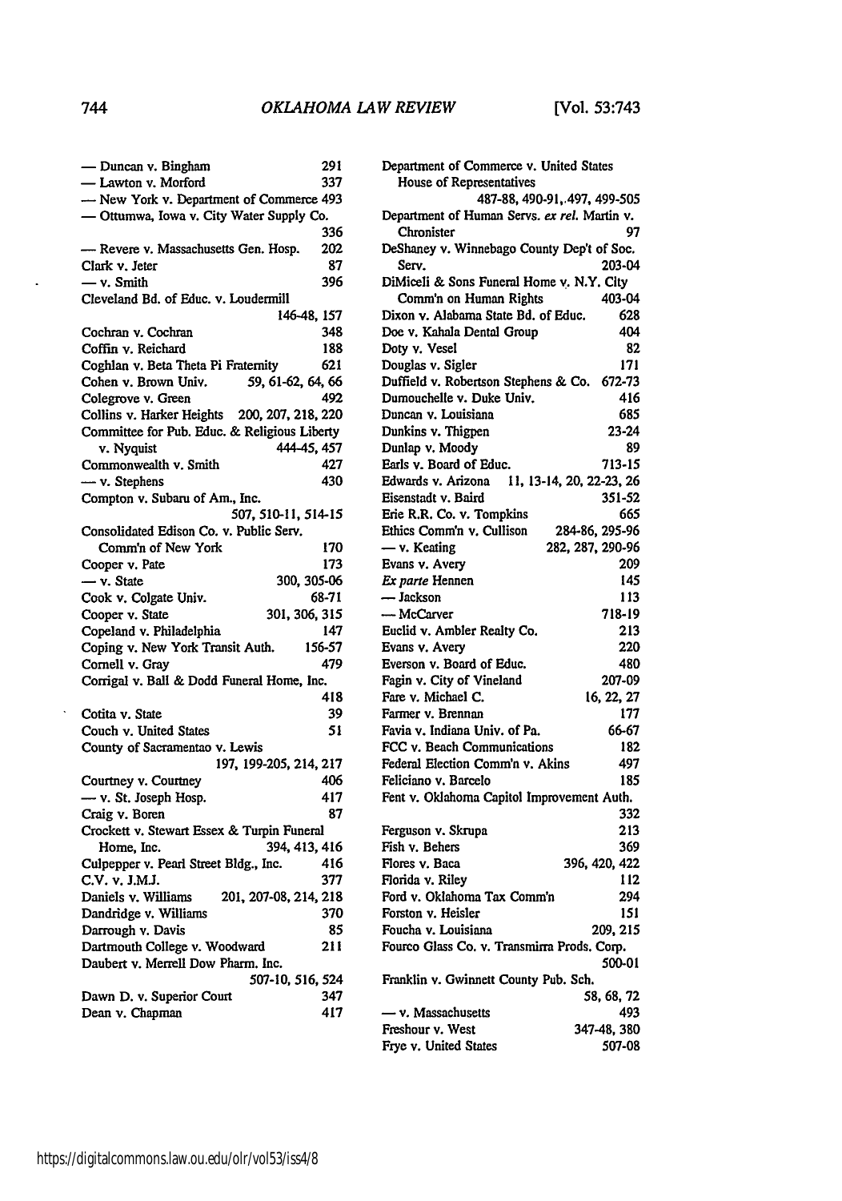— Duncan v. Bingham 291
— Lawton v. Morford 337
— New York v. Department of Commerce 493
— Ottumwa, Iowa v. City Water Supply Co. 336
— Revere v. Massachusetts Gen. Hosp. 202
Clark v. Jeter 87
— v. Smith 396
Cleveland Bd. of Educ. v. Loudermill 146-48, 157
Cochran v. Cochran 348
Coffin v. Reichard 188
Coghlan v. Beta Theta Pi Fraternity 621
Cohen v. Brown Univ. 59, 61-62, 64, 66
Colegrove v. Green 492
Collins v. Harker Heights 200, 207, 218, 220
Committee for Pub. Educ. & Religious Liberty v. Nyquist 444-45, 457
Commonwealth v. Smith 427
— v. Stephens 430
Compton v. Subaru of Am., Inc. 507, 510-11, 514-15
Consolidated Edison Co. v. Public Serv. Comm'n of New York 170
Cooper v. Pate 173
— v. State 300, 305-06
Cook v. Colgate Univ. 68-71
Cooper v. State 301, 306, 315
Copeland v. Philadelphia 147
Coping v. New York Transit Auth. 156-57
Cornell v. Gray 479
Corrigal v. Ball & Dodd Funeral Home, Inc. 418
Cotita v. State 39
Couch v. United States 51
County of Sacramentao v. Lewis 197, 199-205, 214, 217
Courtney v. Courtney 406
— v. St. Joseph Hosp. 417
Craig v. Boren 87
Crockett v. Stewart Essex & Turpin Funeral Home, Inc. 394, 413, 416
Culpepper v. Pearl Street Bldg., Inc. 416
C.V. v. J.M.J. 377
Daniels v. Williams 201, 207-08, 214, 218
Dandridge v. Williams 370
Darrough v. Davis 85
Dartmouth College v. Woodward 211
Daubert v. Merrell Dow Pharm. Inc. 507-10, 516, 524
Dawn D. v. Superior Court 347
Dean v. Chapman 417
Department of Commerce v. United States House of Representatives 487-88, 490-91, 497, 499-505
Department of Human Servs. *ex rel.* Martin v. Chronister 97
DeShaney v. Winnebago County Dep't of Soc. Serv. 203-04
DiMiceli & Sons Funeral Home v. N.Y. City Comm'n on Human Rights 403-04
Dixon v. Alabama State Bd. of Educ. 628
Doe v. Kahala Dental Group 404
Doty v. Vesel 82
Douglas v. Sigler 171
Duffield v. Robertson Stephens & Co. 672-73
Dumouchelle v. Duke Univ. 416
Duncan v. Louisiana 685
Dunkins v. Thigpen 23-24
Dunlap v. Moody 89
Earls v. Board of Educ. 713-15
Edwards v. Arizona 11, 13-14, 20, 22-23, 26
Eisenstadt v. Baird 351-52
Erie R.R. Co. v. Tompkins 665
Ethics Comm'n v. Cullison 284-86, 295-96
— v. Keating 282, 287, 290-96
Evans v. Avery 209
*Ex parte* Hennen 145
— Jackson 113
— McCarver 718-19
Euclid v. Ambler Realty Co. 213
Evans v. Avery 220
Everson v. Board of Educ. 480
Fagin v. City of Vineland 207-09
Fare v. Michael C. 16, 22, 27
Farmer v. Brennan 177
Favia v. Indiana Univ. of Pa. 66-67
FCC v. Beach Communications 182
Federal Election Comm'n v. Akins 497
Feliciano v. Barcelo 185
Fent v. Oklahoma Capitol Improvement Auth. 332
Ferguson v. Skrupa 213
Fish v. Behers 369
Flores v. Baca 396, 420, 422
Florida v. Riley 112
Ford v. Oklahoma Tax Comm'n 294
Forston v. Heisler 151
Foucha v. Louisiana 209, 215
Fourco Glass Co. v. Transmirra Prods. Corp. 500-01
Franklin v. Gwinnett County Pub. Sch. 58, 68, 72
— v. Massachusetts 493
Freshour v. West 347-48, 380
Frye v. United States 507-08

https://digitalcommons.law.ou.edu/olr/vol53/iss4/8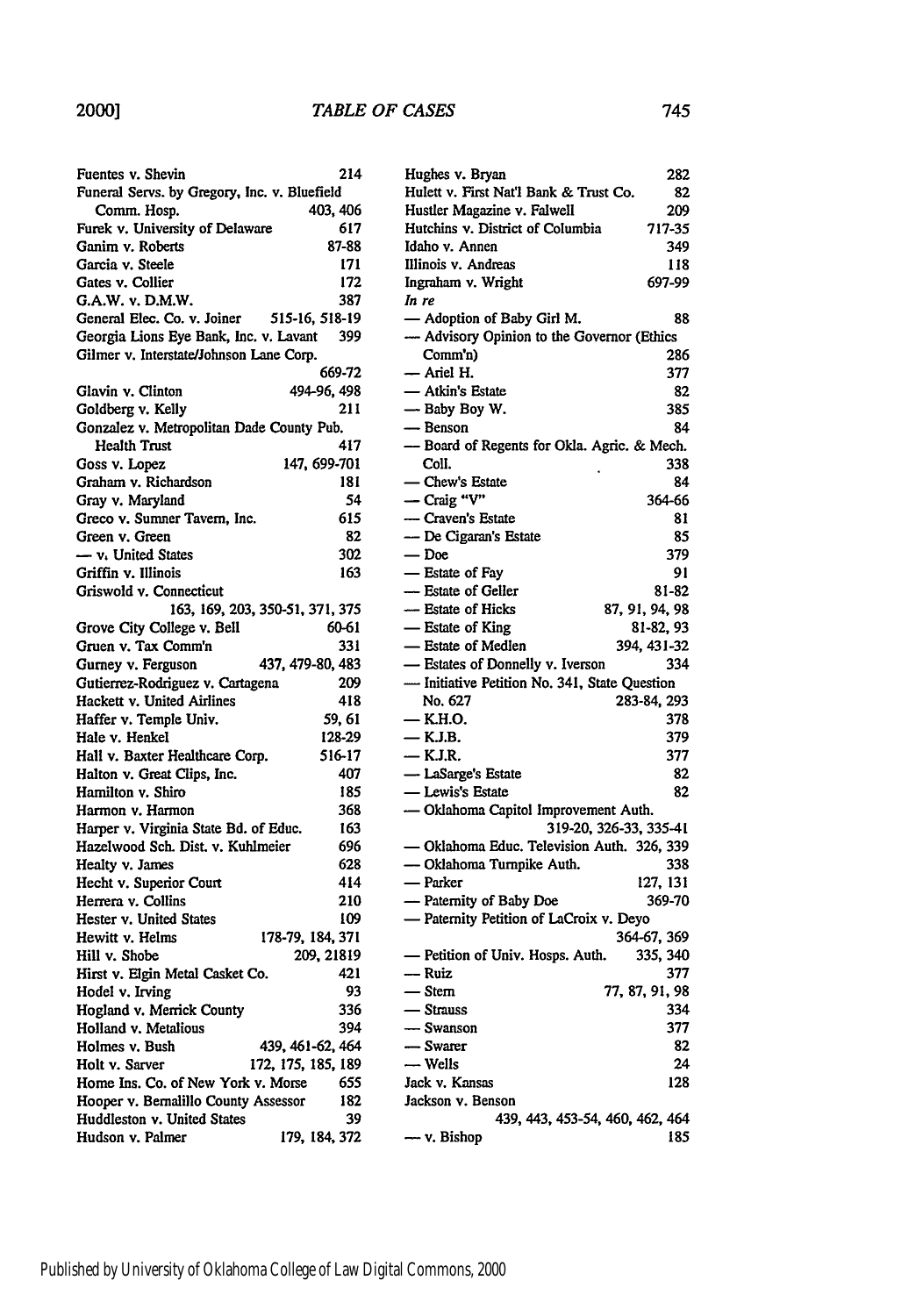Fuentes v. Shevin 214
Funeral Servs. by Gregory, Inc. v. Bluefield Comm. Hosp. 403, 406
Furek v. University of Delaware 617
Ganim v. Roberts 87-88
Garcia v. Steele 171
Gates v. Collier 172
G.A.W. v. D.M.W. 387
General Elec. Co. v. Joiner 515-16, 518-19
Georgia Lions Eye Bank, Inc. v. Lavant 399
Gilmer v. Interstate/Johnson Lane Corp. 669-72
Glavin v. Clinton 494-96, 498
Goldberg v. Kelly 211
Gonzalez v. Metropolitan Dade County Pub. Health Trust 417
Goss v. Lopez 147, 699-701
Graham v. Richardson 181
Gray v. Maryland 54
Greco v. Sumner Tavern, Inc. 615
Green v. Green 82
— v. United States 302
Griffin v. Illinois 163
Griswold v. Connecticut 163, 169, 203, 350-51, 371, 375
Grove City College v. Bell 60-61
Gruen v. Tax Comm'n 331
Gurney v. Ferguson 437, 479-80, 483
Gutierrez-Rodriguez v. Cartagena 209
Hackett v. United Airlines 418
Haffer v. Temple Univ. 59, 61
Hale v. Henkel 128-29
Hall v. Baxter Healthcare Corp. 516-17
Halton v. Great Clips, Inc. 407
Hamilton v. Shiro 185
Harmon v. Harmon 368
Harper v. Virginia State Bd. of Educ. 163
Hazelwood Sch. Dist. v. Kuhlmeier 696
Healty v. James 628
Hecht v. Superior Court 414
Herrera v. Collins 210
Hester v. United States 109
Hewitt v. Helms 178-79, 184, 371
Hill v. Shobe 209, 21819
Hirst v. Elgin Metal Casket Co. 421
Hodel v. Irving 93
Hogland v. Merrick County 336
Holland v. Metalious 394
Holmes v. Bush 439, 461-62, 464
Holt v. Sarver 172, 175, 185, 189
Home Ins. Co. of New York v. Morse 655
Hooper v. Bernalillo County Assessor 182
Huddleston v. United States 39
Hudson v. Palmer 179, 184, 372
Hughes v. Bryan 282
Hulett v. First Nat'l Bank & Trust Co. 82
Hustler Magazine v. Falwell 209
Hutchins v. District of Columbia 717-35
Idaho v. Annen 349
Illinois v. Andreas 118
Ingraham v. Wright 697-99
*In re*
— Adoption of Baby Girl M. 88
— Advisory Opinion to the Governor (Ethics Comm'n) 286
— Ariel H. 377
— Atkin's Estate 82
— Baby Boy W. 385
— Benson 84
— Board of Regents for Okla. Agric. & Mech. Coll. 338
— Chew's Estate 84
— Craig "V" 364-66
— Craven's Estate 81
— De Cigaran's Estate 85
— Doe 379
— Estate of Fay 91
— Estate of Geller 81-82
— Estate of Hicks 87, 91, 94, 98
— Estate of King 81-82, 93
— Estate of Medlen 394, 431-32
— Estates of Donnelly v. Iverson 334
— Initiative Petition No. 341, State Question No. 627 283-84, 293
— K.H.O. 378
— K.J.B. 379
— K.J.R. 377
— LaSarge's Estate 82
— Lewis's Estate 82
— Oklahoma Capitol Improvement Auth. 319-20, 326-33, 335-41
— Oklahoma Educ. Television Auth. 326, 339
— Oklahoma Turnpike Auth. 338
— Parker 127, 131
— Paternity of Baby Doe 369-70
— Paternity Petition of LaCroix v. Deyo 364-67, 369
— Petition of Univ. Hosps. Auth. 335, 340
— Ruiz 377
— Stern 77, 87, 91, 98
— Strauss 334
— Swanson 377
— Swarer 82
— Wells 24
Jack v. Kansas 128
Jackson v. Benson 439, 443, 453-54, 460, 462, 464
— v. Bishop 185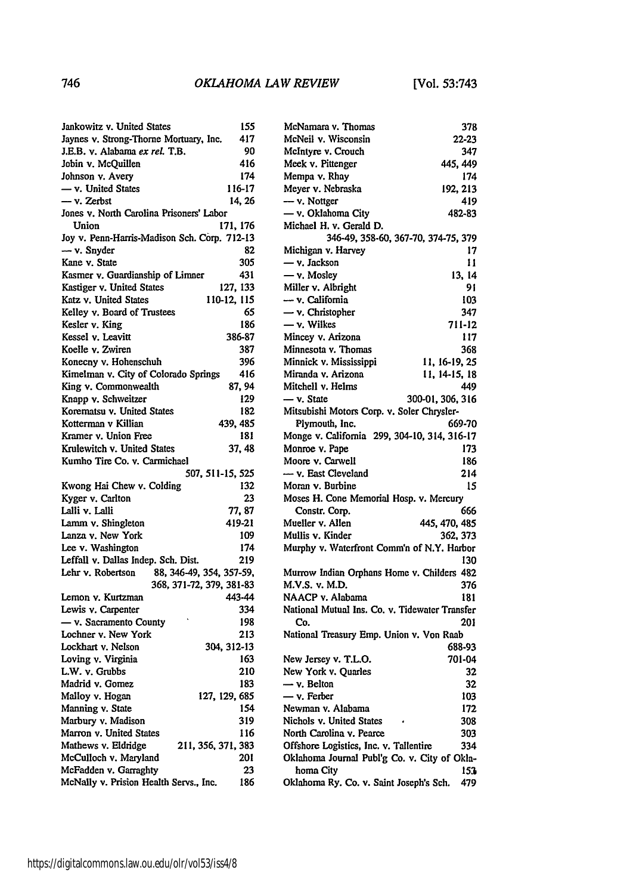Jankowitz v. United States 155
Jaynes v. Strong-Thorne Mortuary, Inc. 417
J.E.B. v. Alabama *ex rel.* T.B. 90
Jobin v. McQuillen 416
Johnson v. Avery 174
— v. United States 116-17
— v. Zerbst 14, 26
Jones v. North Carolina Prisoners' Labor Union 171, 176
Joy v. Penn-Harris-Madison Sch. Corp. 712-13
— v. Snyder 82
Kane v. State 305
Kasmer v. Guardianship of Limner 431
Kastiger v. United States 127, 133
Katz v. United States 110-12, 115
Kelley v. Board of Trustees 65
Kesler v. King 186
Kessel v. Leavitt 386-87
Koelle v. Zwiren 387
Konecny v. Hohenschuh 396
Kimelman v. City of Colorado Springs 416
King v. Commonwealth 87, 94
Knapp v. Schweitzer 129
Korematsu v. United States 182
Kotterman v Killian 439, 485
Kramer v. Union Free 181
Krulewitch v. United States 37, 48
Kumho Tire Co. v. Carmichael 507, 511-15, 525
Kwong Hai Chew v. Colding 132
Kyger v. Carlton 23
Lalli v. Lalli 77, 87
Lamm v. Shingleton 419-21
Lanza v. New York 109
Lee v. Washington 174
Leffall v. Dallas Indep. Sch. Dist. 219
Lehr v. Robertson 88, 346-49, 354, 357-59, 368, 371-72, 379, 381-83
Lemon v. Kurtzman 443-44
Lewis v. Carpenter 334
— v. Sacramento County 198
Lochner v. New York 213
Lockhart v. Nelson 304, 312-13
Loving v. Virginia 163
L.W. v. Grubbs 210
Madrid v. Gomez 183
Malloy v. Hogan 127, 129, 685
Manning v. State 154
Marbury v. Madison 319
Marron v. United States 116
Mathews v. Eldridge 211, 356, 371, 383
McCulloch v. Maryland 201
McFadden v. Garraghty 23
McNally v. Prision Health Servs., Inc. 186
McNamara v. Thomas 378
McNeil v. Wisconsin 22-23
McIntyre v. Crouch 347
Meek v. Pittenger 445, 449
Mempa v. Rhay 174
Meyer v. Nebraska 192, 213
— v. Nottger 419
— v. Oklahoma City 482-83
Michael H. v. Gerald D. 346-49, 358-60, 367-70, 374-75, 379
Michigan v. Harvey 17
— v. Jackson 11
— v. Mosley 13, 14
Miller v. Albright 91
— v. California 103
— v. Christopher 347
— v. Wilkes 711-12
Mincey v. Arizona 117
Minnesota v. Thomas 368
Minnick v. Mississippi 11, 16-19, 25
Miranda v. Arizona 11, 14-15, 18
Mitchell v. Helms 449
— v. State 300-01, 306, 316
Mitsubishi Motors Corp. v. Soler Chrysler-Plymouth, Inc. 669-70
Monge v. California 299, 304-10, 314, 316-17
Monroe v. Pape 173
Moore v. Carwell 186
— v. East Cleveland 214
Moran v. Burbine 15
Moses H. Cone Memorial Hosp. v. Mercury Constr. Corp. 666
Mueller v. Allen 445, 470, 485
Mullis v. Kinder 362, 373
Murphy v. Waterfront Comm'n of N.Y. Harbor 130
Murrow Indian Orphans Home v. Childers 482
M.V.S. v. M.D. 376
NAACP v. Alabama 181
National Mutual Ins. Co. v. Tidewater Transfer Co. 201
National Treasury Emp. Union v. Von Raab 688-93
New Jersey v. T.L.O. 701-04
New York v. Quarles 32
— v. Belton 32
— v. Ferber 103
Newman v. Alabama 172
Nichols v. United States 308
North Carolina v. Pearce 303
Offshore Logistics, Inc. v. Tallentire 334
Oklahoma Journal Publ'g Co. v. City of Oklahoma City 153
Oklahoma Ry. Co. v. Saint Joseph's Sch. 479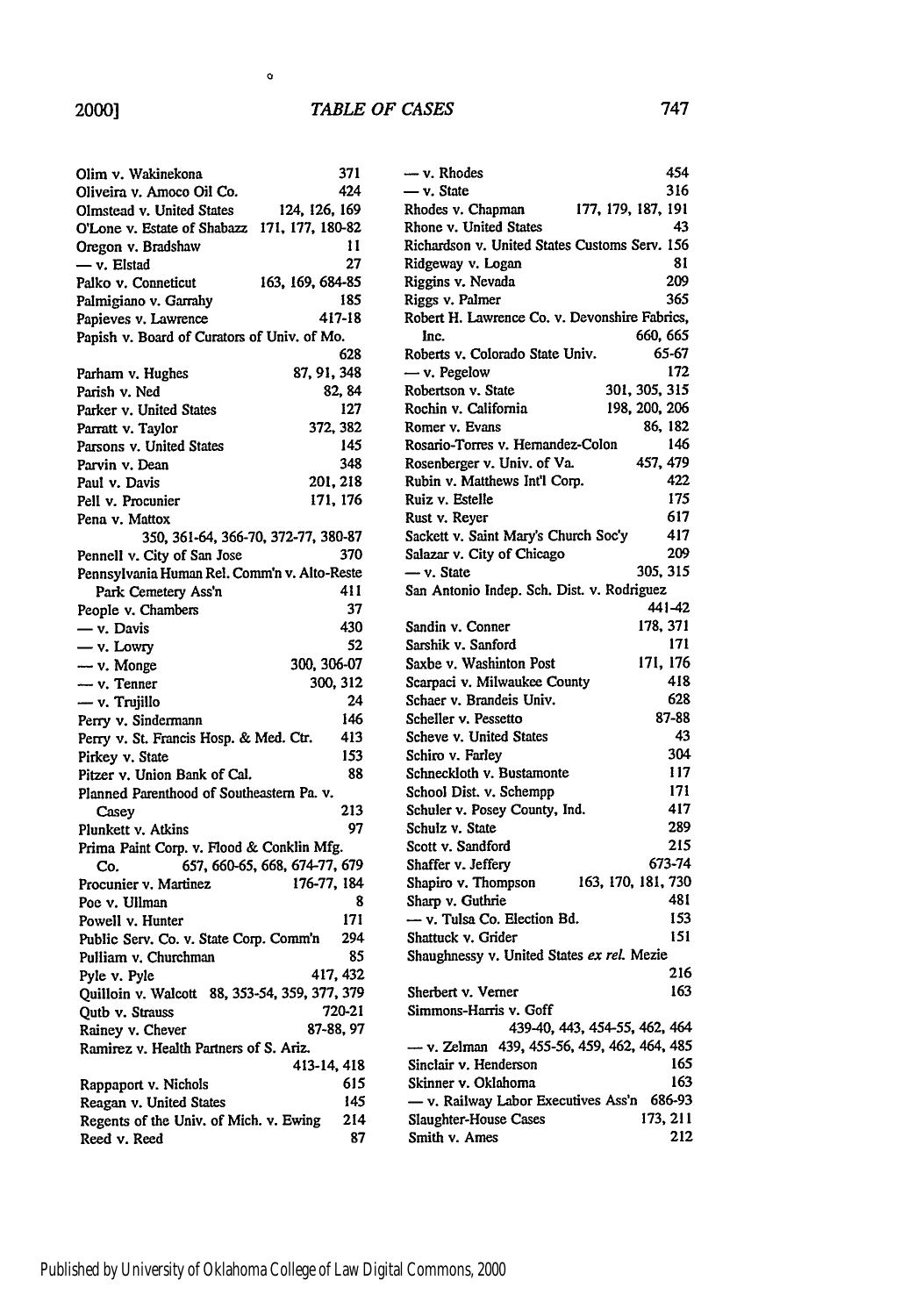Olim v. Wakinekona 371
Oliveira v. Amoco Oil Co. 424
Olmstead v. United States 124, 126, 169
O'Lone v. Estate of Shabazz 171, 177, 180-82
Oregon v. Bradshaw 11
— v. Elstad 27
Palko v. Conneticut 163, 169, 684-85
Palmigiano v. Garrahy 185
Papieves v. Lawrence 417-18
Papish v. Board of Curators of Univ. of Mo. 628
Parham v. Hughes 87, 91, 348
Parish v. Ned 82, 84
Parker v. United States 127
Parratt v. Taylor 372, 382
Parsons v. United States 145
Parvin v. Dean 348
Paul v. Davis 201, 218
Pell v. Procunier 171, 176
Pena v. Mattox 350, 361-64, 366-70, 372-77, 380-87
Pennell v. City of San Jose 370
Pennsylvania Human Rel. Comm'n v. Alto-Reste Park Cemetery Ass'n 411
People v. Chambers 37
— v. Davis 430
— v. Lowry 52
— v. Monge 300, 306-07
— v. Tenner 300, 312
— v. Trujillo 24
Perry v. Sindermann 146
Perry v. St. Francis Hosp. & Med. Ctr. 413
Pirkey v. State 153
Pitzer v. Union Bank of Cal. 88
Planned Parenthood of Southeastern Pa. v. Casey 213
Plunkett v. Atkins 97
Prima Paint Corp. v. Flood & Conklin Mfg. Co. 657, 660-65, 668, 674-77, 679
Procunier v. Martinez 176-77, 184
Poe v. Ullman 8
Powell v. Hunter 171
Public Serv. Co. v. State Corp. Comm'n 294
Pulliam v. Churchman 85
Pyle v. Pyle 417, 432
Quilloin v. Walcott 88, 353-54, 359, 377, 379
Qutb v. Strauss 720-21
Rainey v. Chever 87-88, 97
Ramirez v. Health Partners of S. Ariz. 413-14, 418
Rappaport v. Nichols 615
Reagan v. United States 145
Regents of the Univ. of Mich. v. Ewing 214
Reed v. Reed 87
— v. Rhodes 454
— v. State 316
Rhodes v. Chapman 177, 179, 187, 191
Rhone v. United States 43
Richardson v. United States Customs Serv. 156
Ridgeway v. Logan 81
Riggins v. Nevada 209
Riggs v. Palmer 365
Robert H. Lawrence Co. v. Devonshire Fabrics, Inc. 660, 665
Roberts v. Colorado State Univ. 65-67
— v. Pegelow 172
Robertson v. State 301, 305, 315
Rochin v. California 198, 200, 206
Romer v. Evans 86, 182
Rosario-Torres v. Hernandez-Colon 146
Rosenberger v. Univ. of Va. 457, 479
Rubin v. Matthews Int'l Corp. 422
Ruiz v. Estelle 175
Rust v. Reyer 617
Sackett v. Saint Mary's Church Soc'y 417
Salazar v. City of Chicago 209
— v. State 305, 315
San Antonio Indep. Sch. Dist. v. Rodriguez 441-42
Sandin v. Conner 178, 371
Sarshik v. Sanford 171
Saxbe v. Washinton Post 171, 176
Scarpaci v. Milwaukee County 418
Schaer v. Brandeis Univ. 628
Scheller v. Pessetto 87-88
Scheve v. United States 43
Schiro v. Farley 304
Schneckloth v. Bustamonte 117
School Dist. v. Schempp 171
Schuler v. Posey County, Ind. 417
Schulz v. State 289
Scott v. Sandford 215
Shaffer v. Jeffery 673-74
Shapiro v. Thompson 163, 170, 181, 730
Sharp v. Guthrie 481
— v. Tulsa Co. Election Bd. 153
Shattuck v. Grider 151
Shaughnessy v. United States *ex rel.* Mezie 216
Sherbert v. Verner 163
Simmons-Harris v. Goff 439-40, 443, 454-55, 462, 464
— v. Zelman 439, 455-56, 459, 462, 464, 485
Sinclair v. Henderson 165
Skinner v. Oklahoma 163
— v. Railway Labor Executives Ass'n 686-93
Slaughter-House Cases 173, 211
Smith v. Ames 212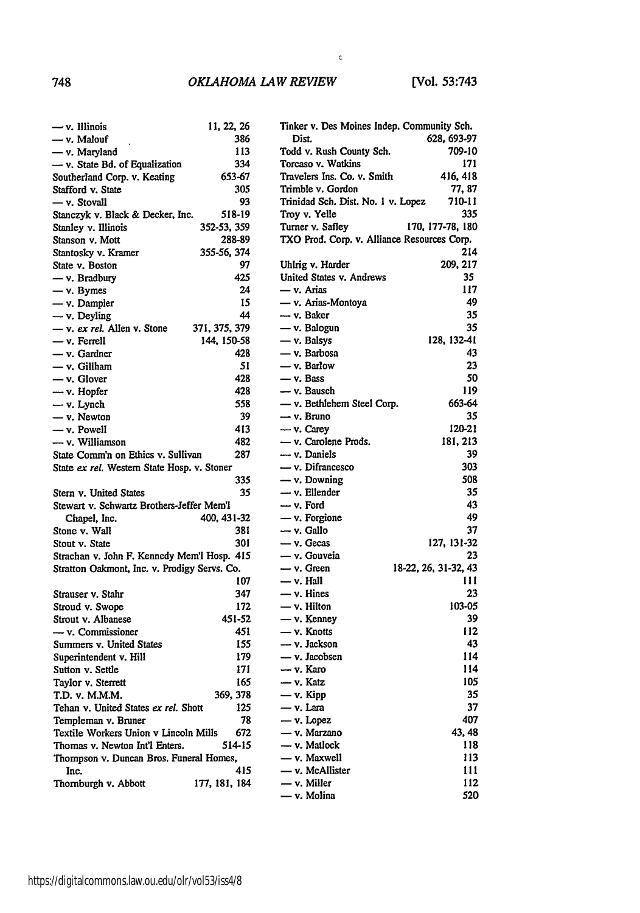— v. Illinois 11, 22, 26
— v. Malouf 386
— v. Maryland 113
— v. State Bd. of Equalization 334
Southerland Corp. v. Keating 653-67
Stafford v. State 305
— v. Stovall 93
Stanczyk v. Black & Decker, Inc. 518-19
Stanley v. Illinois 352-53, 359
Stanson v. Mott 288-89
Stantosky v. Kramer 355-56, 374
State v. Boston 97
— v. Bradbury 425
— v. Byrnes 24
— v. Dampier 15
— v. Deyling 44
— v. *ex rel.* Allen v. Stone 371, 375, 379
— v. Ferrell 144, 150-58
— v. Gardner 428
— v. Gillham 51
— v. Glover 428
— v. Hopfer 428
— v. Lynch 558
— v. Newton 39
— v. Powell 413
— v. Williamson 482
State Comm'n on Ethics v. Sullivan 287
State *ex rel.* Western State Hosp. v. Stoner 335
Stern v. United States 35
Stewart v. Schwartz Brothers-Jeffer Mem'l Chapel, Inc. 400, 431-32
Stone v. Wall 381
Stout v. State 301
Strachan v. John F. Kennedy Mem'l Hosp. 415
Stratton Oakmont, Inc. v. Prodigy Servs. Co. 107
Strauser v. Stahr 347
Stroud v. Swope 172
Strout v. Albanese 451-52
— v. Commissioner 451
Summers v. United States 155
Superintendent v. Hill 179
Sutton v. Settle 171
Taylor v. Sterrett 165
T.D. v. M.M.M. 369, 378
Tehan v. United States *ex rel.* Shott 125
Templeman v. Bruner 78
Textile Workers Union v Lincoln Mills 672
Thomas v. Newton Int'l Enters. 514-15
Thompson v. Duncan Bros. Funeral Homes, Inc. 415
Thornburgh v. Abbott 177, 181, 184
Tinker v. Des Moines Indep. Community Sch. Dist. 628, 693-97
Todd v. Rush County Sch. 709-10
Torcaso v. Watkins 171
Travelers Ins. Co. v. Smith 416, 418
Trimble v. Gordon 77, 87
Trinidad Sch. Dist. No. 1 v. Lopez 710-11
Troy v. Yelle 335
Turner v. Safley 170, 177-78, 180
TXO Prod. Corp. v. Alliance Resources Corp. 214
Uhlrig v. Harder 209, 217
United States v. Andrews 35
— v. Arias 117
— v. Arias-Montoya 49
— v. Baker 35
— v. Balogun 35
— v. Balsys 128, 132-41
— v. Barbosa 43
— v. Barlow 23
— v. Bass 50
— v. Bausch 119
— v. Bethlehem Steel Corp. 663-64
— v. Bruno 35
— v. Carey 120-21
— v. Carolene Prods. 181, 213
— v. Daniels 39
— v. Difrancesco 303
— v. Downing 508
— v. Ellender 35
— v. Ford 43
— v. Forgione 49
— v. Gallo 37
— v. Gecas 127, 131-32
— v. Gouveia 23
— v. Green 18-22, 26, 31-32, 43
— v. Hall 111
— v. Hines 23
— v. Hilton 103-05
— v. Kenney 39
— v. Knotts 112
— v. Jackson 43
— v. Jacobsen 114
— v. Karo 114
— v. Katz 105
— v. Kipp 35
— v. Lara 37
— v. Lopez 407
— v. Marzano 43, 48
— v. Matlock 118
— v. Maxwell 113
— v. McAllister 111
— v. Miller 112
— v. Molina 520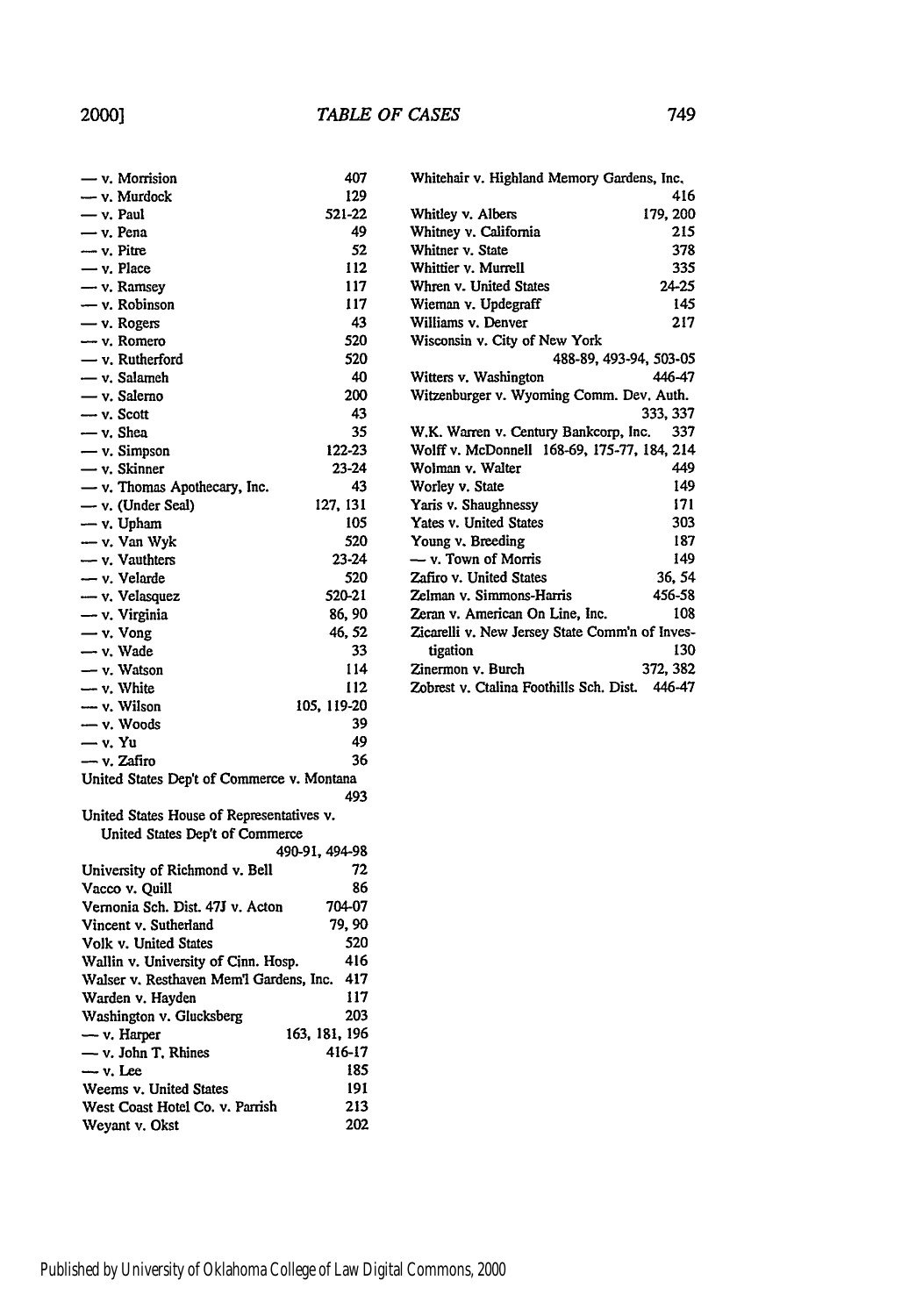— v. Morrision 407
— v. Murdock 129
— v. Paul 521-22
— v. Pena 49
— v. Pitre 52
— v. Place 112
— v. Ramsey 117
— v. Robinson 117
— v. Rogers 43
— v. Romero 520
— v. Rutherford 520
— v. Salameh 40
— v. Salerno 200
— v. Scott 43
— v. Shea 35
— v. Simpson 122-23
— v. Skinner 23-24
— v. Thomas Apothecary, Inc. 43
— v. (Under Seal) 127, 131
— v. Upham 105
— v. Van Wyk 520
— v. Vauthters 23-24
— v. Velarde 520
— v. Velasquez 520-21
— v. Virginia 86, 90
— v. Vong 46, 52
— v. Wade 33
— v. Watson 114
— v. White 112
— v. Wilson 105, 119-20
— v. Woods 39
— v. Yu 49
— v. Zafiro 36
United States Dep't of Commerce v. Montana 493
United States House of Representatives v. United States Dep't of Commerce 490-91, 494-98
University of Richmond v. Bell 72
Vacco v. Quill 86
Vernonia Sch. Dist. 47J v. Acton 704-07
Vincent v. Sutherland 79, 90
Volk v. United States 520
Wallin v. University of Cinn. Hosp. 416
Walser v. Resthaven Mem'l Gardens, Inc. 417
Warden v. Hayden 117
Washington v. Glucksberg 203
— v. Harper 163, 181, 196
— v. John T. Rhines 416-17
— v. Lee 185
Weems v. United States 191
West Coast Hotel Co. v. Parrish 213
Weyant v. Okst 202
Whitehair v. Highland Memory Gardens, Inc. 416
Whitley v. Albers 179, 200
Whitney v. California 215
Whitner v. State 378
Whittier v. Murrell 335
Whren v. United States 24-25
Wieman v. Updegraff 145
Williams v. Denver 217
Wisconsin v. City of New York 488-89, 493-94, 503-05
Witters v. Washington 446-47
Witzenburger v. Wyoming Comm. Dev. Auth. 333, 337
W.K. Warren v. Century Bankcorp, Inc. 337
Wolff v. McDonnell 168-69, 175-77, 184, 214
Wolman v. Walter 449
Worley v. State 149
Yaris v. Shaughnessy 171
Yates v. United States 303
Young v. Breeding 187
— v. Town of Morris 149
Zafiro v. United States 36, 54
Zelman v. Simmons-Harris 456-58
Zeran v. American On Line, Inc. 108
Zicarelli v. New Jersey State Comm'n of Investigation 130
Zinermon v. Burch 372, 382
Zobrest v. Ctalina Foothills Sch. Dist. 446-47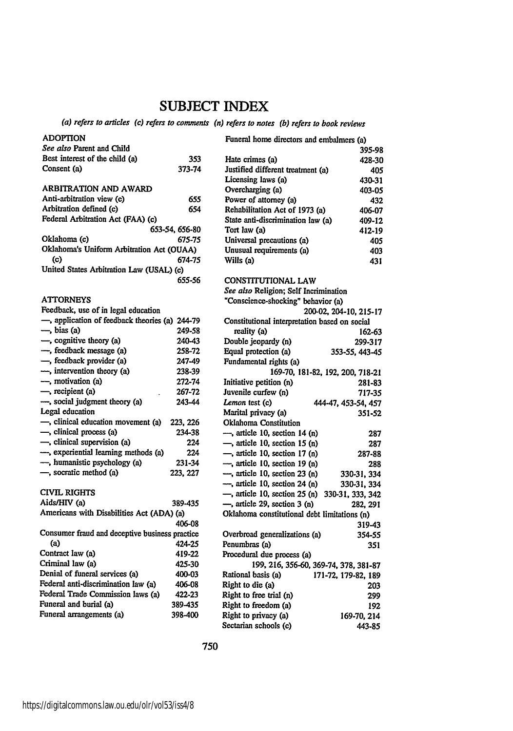# SUBJECT INDEX

*(a) refers to articles (c) refers to comments (n) refers to notes (b) refers to book reviews*

**ADOPTION**

*See also* Parent and Child

Best interest of the child (a) 353

Consent (a) 373-74

**ARBITRATION AND AWARD**

Anti-arbitration view (c) 655

Arbitration defined (c) 654

Federal Arbitration Act (FAA) (c) 653-54, 656-80

Oklahoma (c) 675-75

Oklahoma's Uniform Arbitration Act (OUAA) (c) 674-75

United States Arbitration Law (USAL) (c) 655-56

**ATTORNEYS**

Feedback, use of in legal education

—, application of feedback theories (a) 244-79

—, bias (a) 249-58

—, cognitive theory (a) 240-43

—, feedback message (a) 258-72

—, feedback provider (a) 247-49

—, intervention theory (a) 238-39

—, motivation (a) 272-74

—, recipient (a) 267-72

—, social judgment theory (a) 243-44

Legal education

—, clinical education movement (a) 223, 226

—, clinical process (a) 234-38

—, clinical supervision (a) 224

—, experiential learning methods (a) 224

—, humanistic psychology (a) 231-34

—, socratic method (a) 223, 227

**CIVIL RIGHTS**

Aids/HIV (a) 389-435

Americans with Disabilities Act (ADA) (a) 406-08

Consumer fraud and deceptive business practice (a) 424-25

Contract law (a) 419-22

Criminal law (a) 425-30

Denial of funeral services (a) 400-03

Federal anti-discrimination law (a) 406-08

Federal Trade Commission laws (a) 422-23

Funeral and burial (a) 389-435

Funeral arrangements (a) 398-400

Funeral home directors and embalmers (a) 395-98

Hate crimes (a) 428-30

Justified different treatment (a) 405

Licensing laws (a) 430-31

Overcharging (a) 403-05

Power of attorney (a) 432

Rehabilitation Act of 1973 (a) 406-07

State anti-discrimination law (a) 409-12

Tort law (a) 412-19

Universal precautions (a) 405

Unusual requirements (a) 403

Wills (a) 431

**CONSTITUTIONAL LAW**

*See also* Religion; Self Incrimination

"Conscience-shocking" behavior (a) 200-02, 204-10, 215-17

Constitutional interpretation based on social reality (a) 162-63

Double jeopardy (n) 299-317

Equal protection (a) 353-55, 443-45

Fundamental rights (a) 169-70, 181-82, 192, 200, 718-21

Initiative petition (n) 281-83

Juvenile curfew (n) 717-35

*Lemon* test (c) 444-47, 453-54, 457

Marital privacy (a) 351-52

Oklahoma Constitution

—, article 10, section 14 (n) 287

—, article 10, section 15 (n) 287

—, article 10, section 17 (n) 287-88

—, article 10, section 19 (n) 288

—, article 10, section 23 (n) 330-31, 334

—, article 10, section 24 (n) 330-31, 334

—, article 10, section 25 (n) 330-31, 333, 342

—, article 29, section 3 (n) 282, 291

Oklahoma constitutional debt limitations (n) 319-43

Overbroad generalizations (a) 354-55

Penumbras (a) 351

Procedural due process (a) 199, 216, 356-60, 369-74, 378, 381-87

Rational basis (a) 171-72, 179-82, 189

Right to die (a) 203

Right to free trial (n) 299

Right to freedom (a) 192

Right to privacy (a) 169-70, 214

Sectarian schools (c) 443-85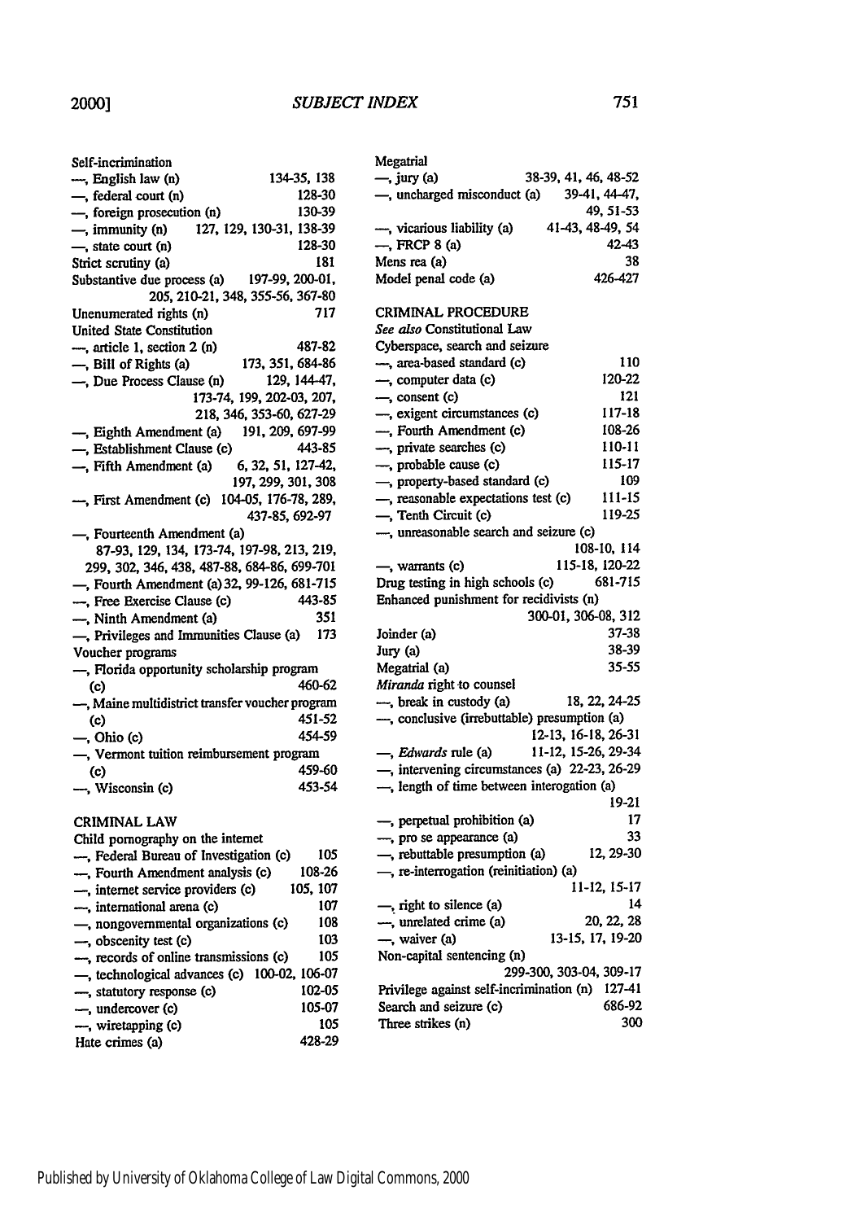Self-incrimination
—, English law (n) 134-35, 138
—, federal court (n) 128-30
—, foreign prosecution (n) 130-39
—, immunity (n) 127, 129, 130-31, 138-39
—, state court (n) 128-30
Strict scrutiny (a) 181
Substantive due process (a) 197-99, 200-01, 205, 210-21, 348, 355-56, 367-80
Unenumerated rights (n) 717
United State Constitution
—, article 1, section 2 (n) 487-82
—, Bill of Rights (a) 173, 351, 684-86
—, Due Process Clause (n) 129, 144-47, 173-74, 199, 202-03, 207, 218, 346, 353-60, 627-29
—, Eighth Amendment (a) 191, 209, 697-99
—, Establishment Clause (c) 443-85
—, Fifth Amendment (a) 6, 32, 51, 127-42, 197, 299, 301, 308
—, First Amendment (c) 104-05, 176-78, 289, 437-85, 692-97
—, Fourteenth Amendment (a) 87-93, 129, 134, 173-74, 197-98, 213, 219, 299, 302, 346, 438, 487-88, 684-86, 699-701
—, Fourth Amendment (a) 32, 99-126, 681-715
—, Free Exercise Clause (c) 443-85
—, Ninth Amendment (a) 351
—, Privileges and Immunities Clause (a) 173
Voucher programs
—, Florida opportunity scholarship program (c) 460-62
—, Maine multidistrict transfer voucher program (c) 451-52
—, Ohio (c) 454-59
—, Vermont tuition reimbursement program (c) 459-60
—, Wisconsin (c) 453-54

## CRIMINAL LAW

Child pornography on the internet
—, Federal Bureau of Investigation (c) 105
—, Fourth Amendment analysis (c) 108-26
—, internet service providers (c) 105, 107
—, international arena (c) 107
—, nongovernmental organizations (c) 108
—, obscenity test (c) 103
—, records of online transmissions (c) 105
—, technological advances (c) 100-02, 106-07
—, statutory response (c) 102-05
—, undercover (c) 105-07
—, wiretapping (c) 105
Hate crimes (a) 428-29
Megatrial
—, jury (a) 38-39, 41, 46, 48-52
—, uncharged misconduct (a) 39-41, 44-47, 49, 51-53
—, vicarious liability (a) 41-43, 48-49, 54
—, FRCP 8 (a) 42-43
Mens rea (a) 38
Model penal code (a) 426-427

## CRIMINAL PROCEDURE

*See also* Constitutional Law
Cyberspace, search and seizure
—, area-based standard (c) 110
—, computer data (c) 120-22
—, consent (c) 121
—, exigent circumstances (c) 117-18
—, Fourth Amendment (c) 108-26
—, private searches (c) 110-11
—, probable cause (c) 115-17
—, property-based standard (c) 109
—, reasonable expectations test (c) 111-15
—, Tenth Circuit (c) 119-25
—, unreasonable search and seizure (c) 108-10, 114
—, warrants (c) 115-18, 120-22
Drug testing in high schools (c) 681-715
Enhanced punishment for recidivists (n) 300-01, 306-08, 312
Joinder (a) 37-38
Jury (a) 38-39
Megatrial (a) 35-55
*Miranda* right to counsel
—, break in custody (a) 18, 22, 24-25
—, conclusive (irrebuttable) presumption (a) 12-13, 16-18, 26-31
—, *Edwards* rule (a) 11-12, 15-26, 29-34
—, intervening circumstances (a) 22-23, 26-29
—, length of time between interogation (a) 19-21
—, perpetual prohibition (a) 17
—, pro se appearance (a) 33
—, rebuttable presumption (a) 12, 29-30
—, re-interrogation (reinitiation) (a) 11-12, 15-17
—, right to silence (a) 14
—, unrelated crime (a) 20, 22, 28
—, waiver (a) 13-15, 17, 19-20
Non-capital sentencing (n) 299-300, 303-04, 309-17
Privilege against self-incrimination (n) 127-41
Search and seizure (c) 686-92
Three strikes (n) 300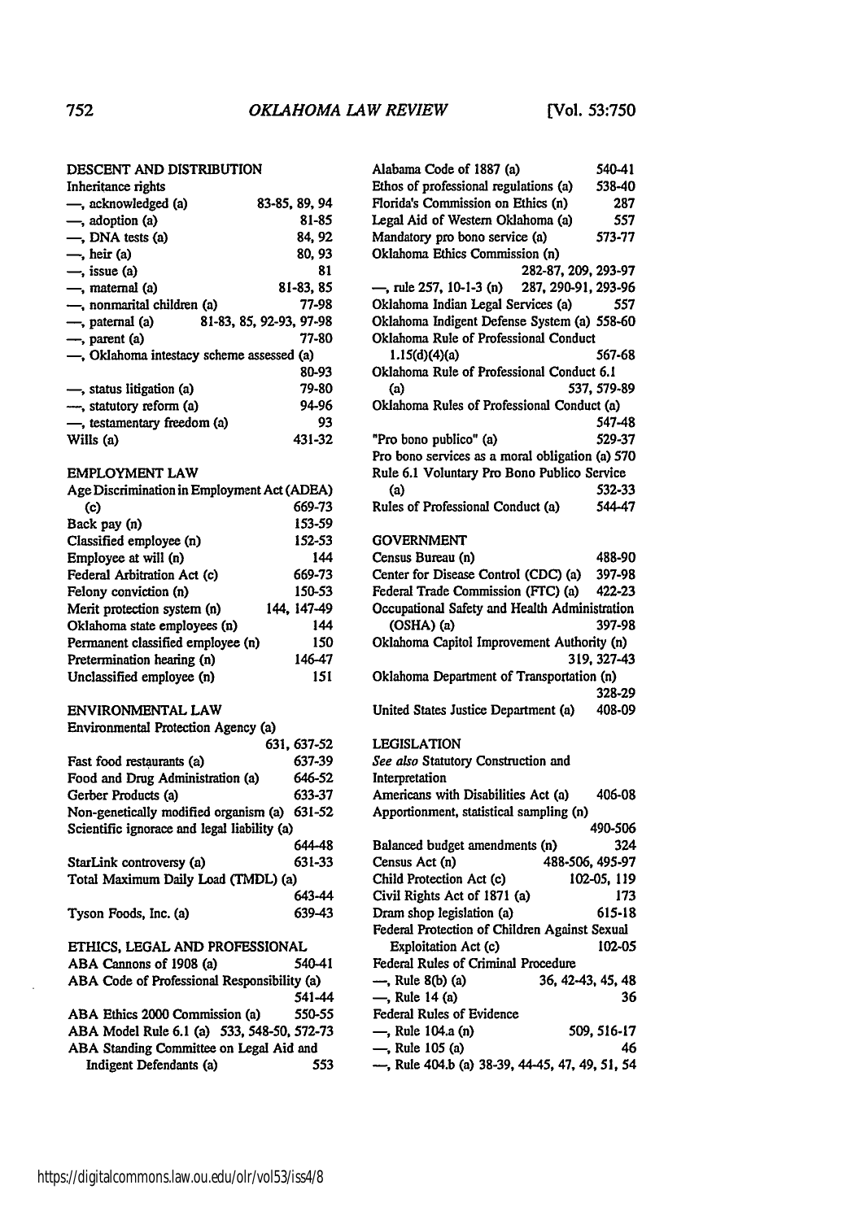DESCENT AND DISTRIBUTION

Inheritance rights

—, acknowledged (a) 83-85, 89, 94
—, adoption (a) 81-85
—, DNA tests (a) 84, 92
—, heir (a) 80, 93
—, issue (a) 81
—, maternal (a) 81-83, 85
—, nonmarital children (a) 77-98
—, paternal (a) 81-83, 85, 92-93, 97-98
—, parent (a) 77-80
—, Oklahoma intestacy scheme assessed (a) 80-93
—, status litigation (a) 79-80
—, statutory reform (a) 94-96
—, testamentary freedom (a) 93

Wills (a) 431-32

EMPLOYMENT LAW

Age Discrimination in Employment Act (ADEA) (c) 669-73
Back pay (n) 153-59
Classified employee (n) 152-53
Employee at will (n) 144
Federal Arbitration Act (c) 669-73
Felony conviction (n) 150-53
Merit protection system (n) 144, 147-49
Oklahoma state employees (n) 144
Permanent classified employee (n) 150
Pretermination hearing (n) 146-47
Unclassified employee (n) 151

ENVIRONMENTAL LAW

Environmental Protection Agency (a) 631, 637-52
Fast food restaurants (a) 637-39
Food and Drug Administration (a) 646-52
Gerber Products (a) 633-37
Non-genetically modified organism (a) 631-52
Scientific ignorace and legal liability (a) 644-48
StarLink controversy (a) 631-33
Total Maximum Daily Load (TMDL) (a) 643-44
Tyson Foods, Inc. (a) 639-43

ETHICS, LEGAL AND PROFESSIONAL

ABA Cannons of 1908 (a) 540-41
ABA Code of Professional Responsibility (a) 541-44
ABA Ethics 2000 Commission (a) 550-55
ABA Model Rule 6.1 (a) 533, 548-50, 572-73
ABA Standing Committee on Legal Aid and Indigent Defendants (a) 553
Alabama Code of 1887 (a) 540-41
Ethos of professional regulations (a) 538-40
Florida's Commission on Ethics (n) 287
Legal Aid of Western Oklahoma (a) 557
Mandatory pro bono service (a) 573-77
Oklahoma Ethics Commission (n) 282-87, 209, 293-97
—, rule 257, 10-1-3 (n) 287, 290-91, 293-96
Oklahoma Indian Legal Services (a) 557
Oklahoma Indigent Defense System (a) 558-60
Oklahoma Rule of Professional Conduct 1.15(d)(4)(a) 567-68
Oklahoma Rule of Professional Conduct 6.1 (a) 537, 579-89
Oklahoma Rules of Professional Conduct (a) 547-48
"Pro bono publico" (a) 529-37
Pro bono services as a moral obligation (a) 570
Rule 6.1 Voluntary Pro Bono Publico Service (a) 532-33
Rules of Professional Conduct (a) 544-47

GOVERNMENT

Census Bureau (n) 488-90
Center for Disease Control (CDC) (a) 397-98
Federal Trade Commission (FTC) (a) 422-23
Occupational Safety and Health Administration (OSHA) (a) 397-98
Oklahoma Capitol Improvement Authority (n) 319, 327-43
Oklahoma Department of Transportation (n) 328-29
United States Justice Department (a) 408-09

LEGISLATION

*See also* Statutory Construction and Interpretation

Americans with Disabilities Act (a) 406-08
Apportionment, statistical sampling (n) 490-506
Balanced budget amendments (n) 324
Census Act (n) 488-506, 495-97
Child Protection Act (c) 102-05, 119
Civil Rights Act of 1871 (a) 173
Dram shop legislation (a) 615-18
Federal Protection of Children Against Sexual Exploitation Act (c) 102-05
Federal Rules of Criminal Procedure
—, Rule 8(b) (a) 36, 42-43, 45, 48
—, Rule 14 (a) 36
Federal Rules of Evidence
—, Rule 104.a (n) 509, 516-17
—, Rule 105 (a) 46
—, Rule 404.b (a) 38-39, 44-45, 47, 49, 51, 54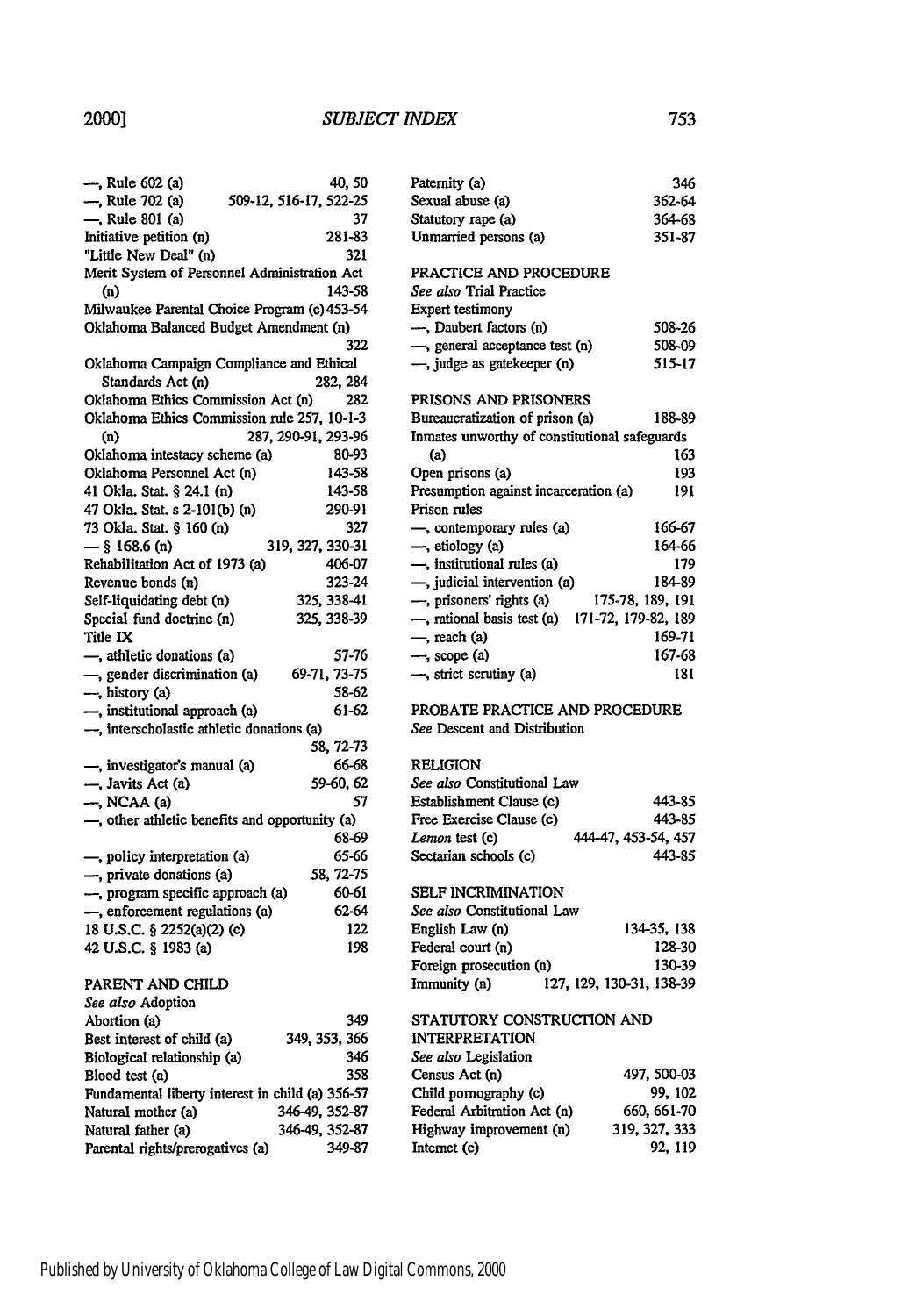—, Rule 602 (a) 40, 50
—, Rule 702 (a) 509-12, 516-17, 522-25
—, Rule 801 (a) 37
Initiative petition (n) 281-83
"Little New Deal" (n) 321
Merit System of Personnel Administration Act (n) 143-58
Milwaukee Parental Choice Program (c) 453-54
Oklahoma Balanced Budget Amendment (n) 322
Oklahoma Campaign Compliance and Ethical Standards Act (n) 282, 284
Oklahoma Ethics Commission Act (n) 282
Oklahoma Ethics Commission rule 257, 10-1-3 (n) 287, 290-91, 293-96
Oklahoma intestacy scheme (a) 80-93
Oklahoma Personnel Act (n) 143-58
41 Okla. Stat. § 24.1 (n) 143-58
47 Okla. Stat. s 2-101(b) (n) 290-91
73 Okla. Stat. § 160 (n) 327
— § 168.6 (n) 319, 327, 330-31
Rehabilitation Act of 1973 (a) 406-07
Revenue bonds (n) 323-24
Self-liquidating debt (n) 325, 338-41
Special fund doctrine (n) 325, 338-39
Title IX
—, athletic donations (a) 57-76
—, gender discrimination (a) 69-71, 73-75
—, history (a) 58-62
—, institutional approach (a) 61-62
—, interscholastic athletic donations (a) 58, 72-73
—, investigator's manual (a) 66-68
—, Javits Act (a) 59-60, 62
—, NCAA (a) 57
—, other athletic benefits and opportunity (a) 68-69
—, policy interpretation (a) 65-66
—, private donations (a) 58, 72-75
—, program specific approach (a) 60-61
—, enforcement regulations (a) 62-64
18 U.S.C. § 2252(a)(2) (c) 122
42 U.S.C. § 1983 (a) 198

PARENT AND CHILD
*See also* Adoption
Abortion (a) 349
Best interest of child (a) 349, 353, 366
Biological relationship (a) 346
Blood test (a) 358
Fundamental liberty interest in child (a) 356-57
Natural mother (a) 346-49, 352-87
Natural father (a) 346-49, 352-87
Parental rights/prerogatives (a) 349-87
Paternity (a) 346
Sexual abuse (a) 362-64
Statutory rape (a) 364-68
Unmarried persons (a) 351-87

PRACTICE AND PROCEDURE
*See also* Trial Practice
Expert testimony
—, Daubert factors (n) 508-26
—, general acceptance test (n) 508-09
—, judge as gatekeeper (n) 515-17

PRISONS AND PRISONERS
Bureaucratization of prison (a) 188-89
Inmates unworthy of constitutional safeguards (a) 163
Open prisons (a) 193
Presumption against incarceration (a) 191
Prison rules
—, contemporary rules (a) 166-67
—, etiology (a) 164-66
—, institutional rules (a) 179
—, judicial intervention (a) 184-89
—, prisoners' rights (a) 175-78, 189, 191
—, rational basis test (a) 171-72, 179-82, 189
—, reach (a) 169-71
—, scope (a) 167-68
—, strict scrutiny (a) 181

PROBATE PRACTICE AND PROCEDURE
*See* Descent and Distribution

RELIGION
*See also* Constitutional Law
Establishment Clause (c) 443-85
Free Exercise Clause (c) 443-85
*Lemon* test (c) 444-47, 453-54, 457
Sectarian schools (c) 443-85

SELF INCRIMINATION
*See also* Constitutional Law
English Law (n) 134-35, 138
Federal court (n) 128-30
Foreign prosecution (n) 130-39
Immunity (n) 127, 129, 130-31, 138-39

STATUTORY CONSTRUCTION AND INTERPRETATION
*See also* Legislation
Census Act (n) 497, 500-03
Child pornography (c) 99, 102
Federal Arbitration Act (n) 660, 661-70
Highway improvement (n) 319, 327, 333
Internet (c) 92, 119

Published by University of Oklahoma College of Law Digital Commons, 2000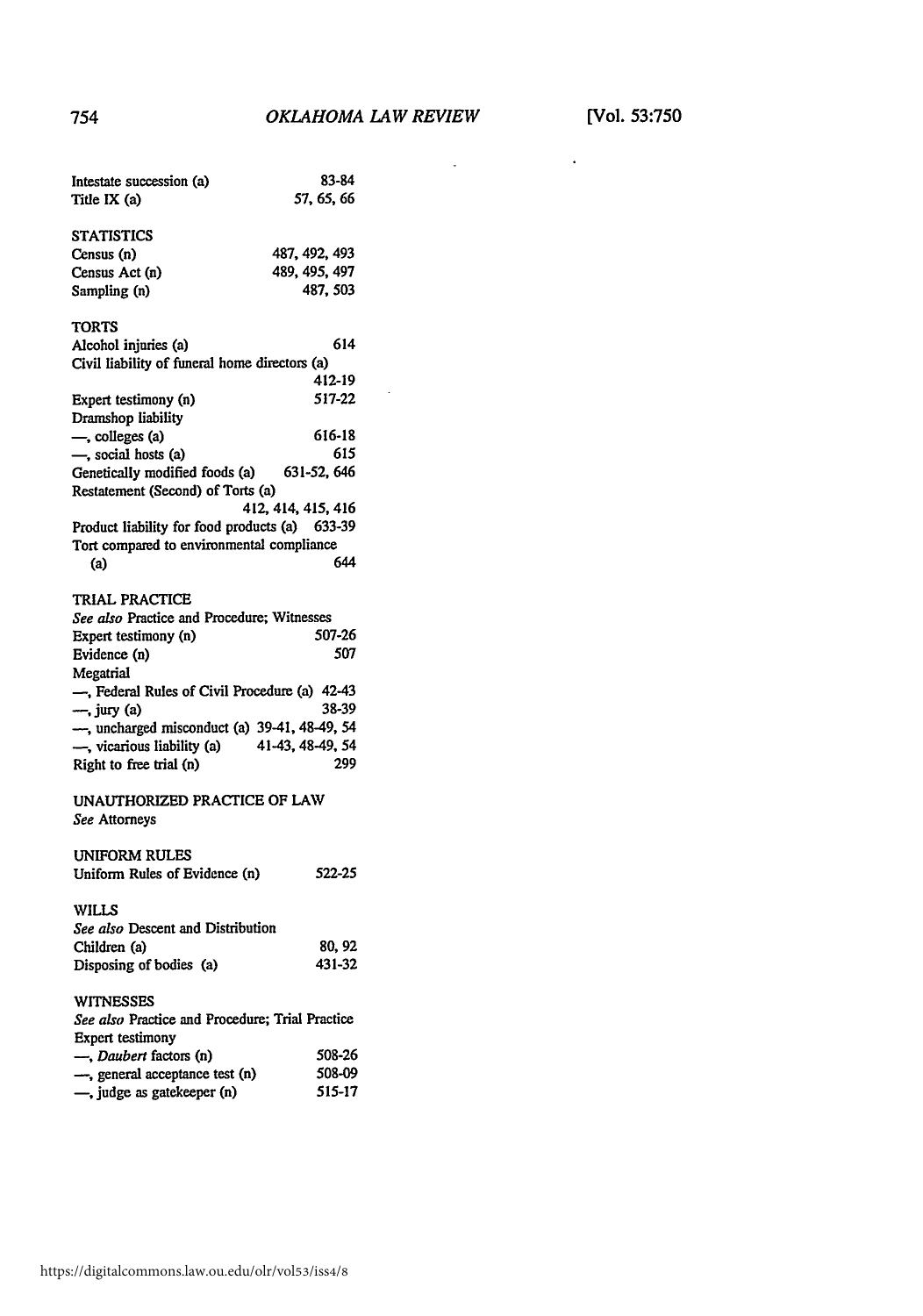Intestate succession (a) 83-84
Title IX (a) 57, 65, 66

STATISTICS
Census (n) 487, 492, 493
Census Act (n) 489, 495, 497
Sampling (n) 487, 503

TORTS
Alcohol injuries (a) 614
Civil liability of funeral home directors (a) 412-19
Expert testimony (n) 517-22
Dramshop liability
—, colleges (a) 616-18
—, social hosts (a) 615
Genetically modified foods (a) 631-52, 646
Restatement (Second) of Torts (a) 412, 414, 415, 416
Product liability for food products (a) 633-39
Tort compared to environmental compliance (a) 644

TRIAL PRACTICE
*See also* Practice and Procedure; Witnesses
Expert testimony (n) 507-26
Evidence (n) 507
Megatrial
—, Federal Rules of Civil Procedure (a) 42-43
—, jury (a) 38-39
—, uncharged misconduct (a) 39-41, 48-49, 54
—, vicarious liability (a) 41-43, 48-49, 54
Right to free trial (n) 299

UNAUTHORIZED PRACTICE OF LAW
*See* Attorneys

UNIFORM RULES
Uniform Rules of Evidence (n) 522-25

WILLS
*See also* Descent and Distribution
Children (a) 80, 92
Disposing of bodies (a) 431-32

WITNESSES
*See also* Practice and Procedure; Trial Practice
Expert testimony
—, *Daubert* factors (n) 508-26
—, general acceptance test (n) 508-09
—, judge as gatekeeper (n) 515-17